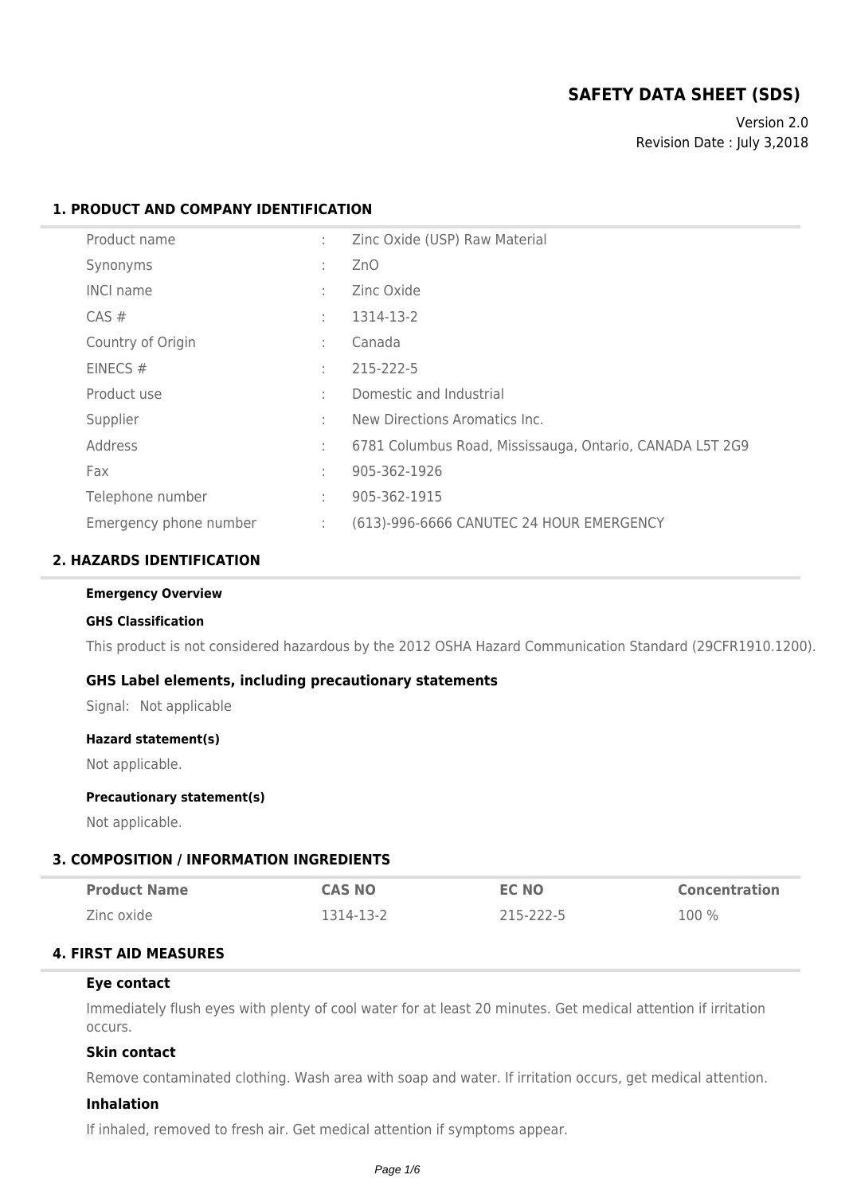# SAFETY DATA SHEET (SDS)

Version 2.0
Revision Date : July 3,2018

## 1. PRODUCT AND COMPANY IDENTIFICATION

| | | |
|---|---|---|
| Product name | : | Zinc Oxide (USP) Raw Material |
| Synonyms | : | ZnO |
| INCI name | : | Zinc Oxide |
| CAS # | : | 1314-13-2 |
| Country of Origin | : | Canada |
| EINECS # | : | 215-222-5 |
| Product use | : | Domestic and Industrial |
| Supplier | : | New Directions Aromatics Inc. |
| Address | : | 6781 Columbus Road, Mississauga, Ontario, CANADA L5T 2G9 |
| Fax | : | 905-362-1926 |
| Telephone number | : | 905-362-1915 |
| Emergency phone number | : | (613)-996-6666 CANUTEC 24 HOUR EMERGENCY |

## 2. HAZARDS IDENTIFICATION

#### Emergency Overview

#### GHS Classification

This product is not considered hazardous by the 2012 OSHA Hazard Communication Standard (29CFR1910.1200).

### GHS Label elements, including precautionary statements

Signal: Not applicable

#### Hazard statement(s)

Not applicable.

#### Precautionary statement(s)

Not applicable.

## 3. COMPOSITION / INFORMATION INGREDIENTS

| Product Name | CAS NO | EC NO | Concentration |
|---|---|---|---|
| Zinc oxide | 1314-13-2 | 215-222-5 | 100 % |

## 4. FIRST AID MEASURES

### Eye contact

Immediately flush eyes with plenty of cool water for at least 20 minutes. Get medical attention if irritation occurs.

### Skin contact

Remove contaminated clothing. Wash area with soap and water. If irritation occurs, get medical attention.

### Inhalation

If inhaled, removed to fresh air. Get medical attention if symptoms appear.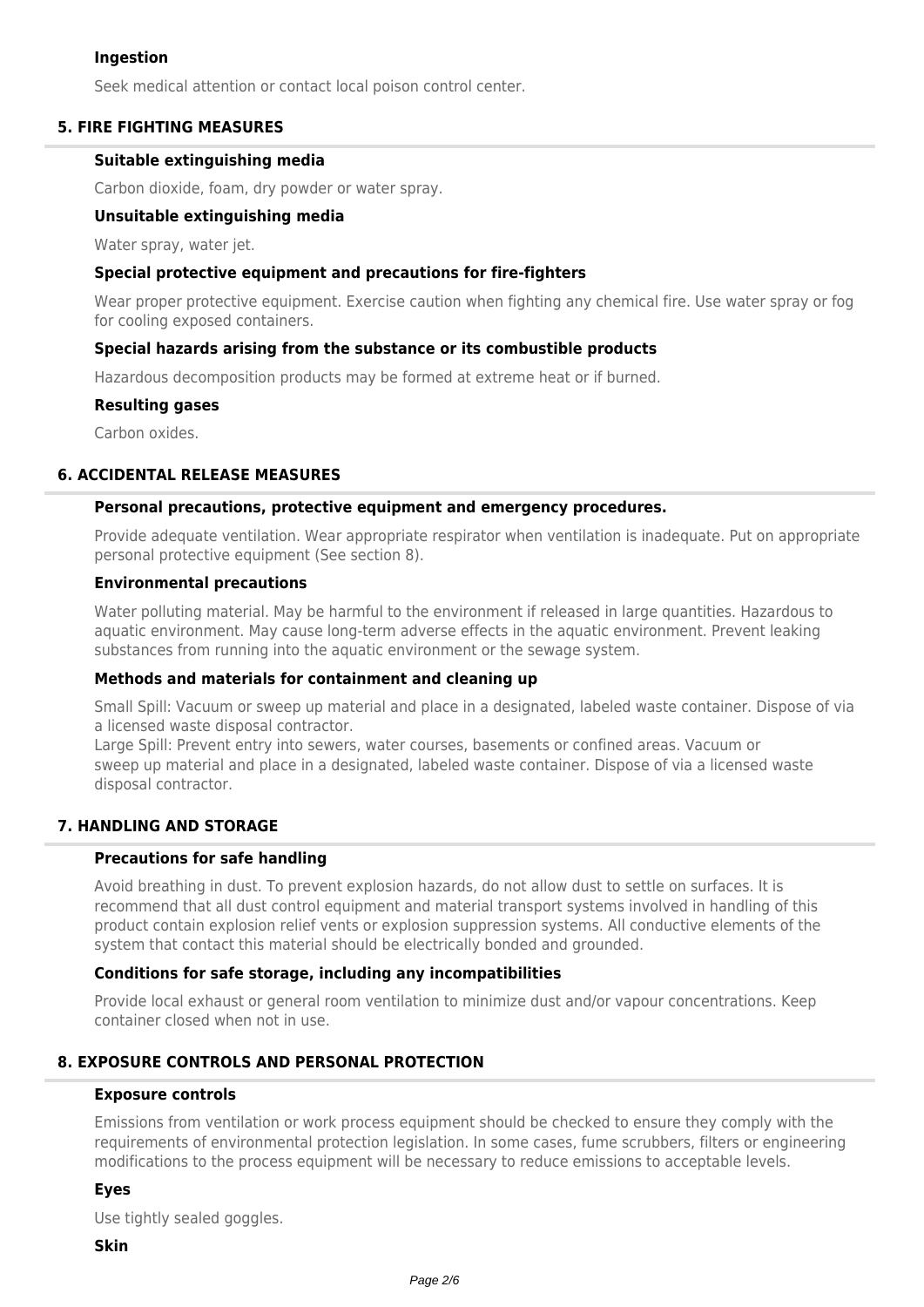### Ingestion

Seek medical attention or contact local poison control center.

## 5. FIRE FIGHTING MEASURES

### Suitable extinguishing media

Carbon dioxide, foam, dry powder or water spray.

### Unsuitable extinguishing media

Water spray, water jet.

### Special protective equipment and precautions for fire-fighters

Wear proper protective equipment. Exercise caution when fighting any chemical fire. Use water spray or fog for cooling exposed containers.

### Special hazards arising from the substance or its combustible products

Hazardous decomposition products may be formed at extreme heat or if burned.

### Resulting gases

Carbon oxides.

## 6. ACCIDENTAL RELEASE MEASURES

### Personal precautions, protective equipment and emergency procedures.

Provide adequate ventilation. Wear appropriate respirator when ventilation is inadequate. Put on appropriate personal protective equipment (See section 8).

### Environmental precautions

Water polluting material. May be harmful to the environment if released in large quantities. Hazardous to aquatic environment. May cause long-term adverse effects in the aquatic environment. Prevent leaking substances from running into the aquatic environment or the sewage system.

### Methods and materials for containment and cleaning up

Small Spill: Vacuum or sweep up material and place in a designated, labeled waste container. Dispose of via a licensed waste disposal contractor.
Large Spill: Prevent entry into sewers, water courses, basements or confined areas. Vacuum or sweep up material and place in a designated, labeled waste container. Dispose of via a licensed waste disposal contractor.

## 7. HANDLING AND STORAGE

### Precautions for safe handling

Avoid breathing in dust. To prevent explosion hazards, do not allow dust to settle on surfaces. It is recommend that all dust control equipment and material transport systems involved in handling of this product contain explosion relief vents or explosion suppression systems. All conductive elements of the system that contact this material should be electrically bonded and grounded.

### Conditions for safe storage, including any incompatibilities

Provide local exhaust or general room ventilation to minimize dust and/or vapour concentrations. Keep container closed when not in use.

## 8. EXPOSURE CONTROLS AND PERSONAL PROTECTION

### Exposure controls

Emissions from ventilation or work process equipment should be checked to ensure they comply with the requirements of environmental protection legislation. In some cases, fume scrubbers, filters or engineering modifications to the process equipment will be necessary to reduce emissions to acceptable levels.

### Eyes

Use tightly sealed goggles.

### Skin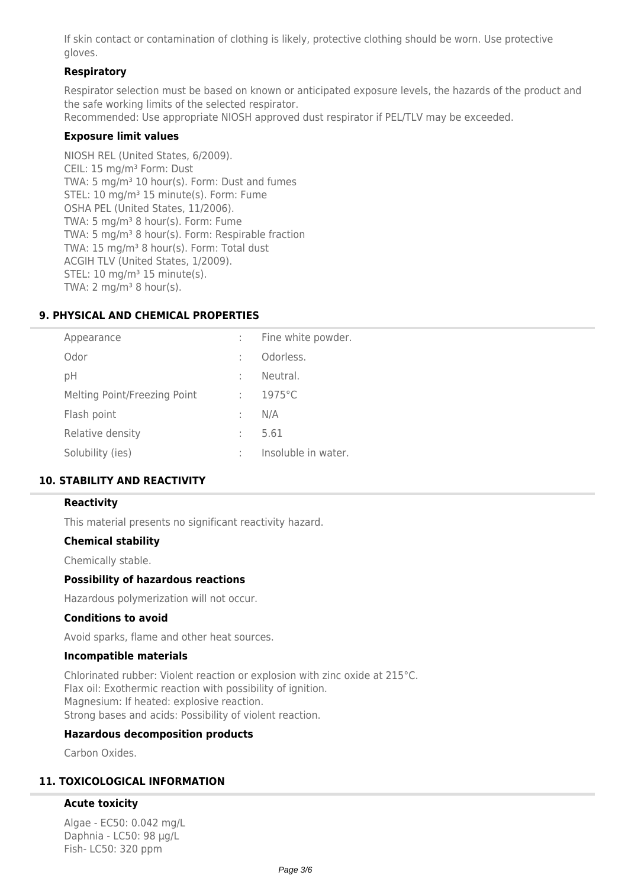If skin contact or contamination of clothing is likely, protective clothing should be worn. Use protective gloves.

### Respiratory

Respirator selection must be based on known or anticipated exposure levels, the hazards of the product and the safe working limits of the selected respirator.
Recommended: Use appropriate NIOSH approved dust respirator if PEL/TLV may be exceeded.

### Exposure limit values

NIOSH REL (United States, 6/2009).
CEIL: 15 mg/m³ Form: Dust
TWA: 5 mg/m³ 10 hour(s). Form: Dust and fumes
STEL: 10 mg/m³ 15 minute(s). Form: Fume
OSHA PEL (United States, 11/2006).
TWA: 5 mg/m³ 8 hour(s). Form: Fume
TWA: 5 mg/m³ 8 hour(s). Form: Respirable fraction
TWA: 15 mg/m³ 8 hour(s). Form: Total dust
ACGIH TLV (United States, 1/2009).
STEL: 10 mg/m³ 15 minute(s).
TWA: 2 mg/m³ 8 hour(s).

## 9. PHYSICAL AND CHEMICAL PROPERTIES

| | | |
|---|---|---|
| Appearance | : | Fine white powder. |
| Odor | : | Odorless. |
| pH | : | Neutral. |
| Melting Point/Freezing Point | : | 1975°C |
| Flash point | : | N/A |
| Relative density | : | 5.61 |
| Solubility (ies) | : | Insoluble in water. |

## 10. STABILITY AND REACTIVITY

### Reactivity

This material presents no significant reactivity hazard.

### Chemical stability

Chemically stable.

### Possibility of hazardous reactions

Hazardous polymerization will not occur.

### Conditions to avoid

Avoid sparks, flame and other heat sources.

### Incompatible materials

Chlorinated rubber: Violent reaction or explosion with zinc oxide at 215°C.
Flax oil: Exothermic reaction with possibility of ignition.
Magnesium: If heated: explosive reaction.
Strong bases and acids: Possibility of violent reaction.

### Hazardous decomposition products

Carbon Oxides.

## 11. TOXICOLOGICAL INFORMATION

### Acute toxicity

Algae - EC50: 0.042 mg/L
Daphnia - LC50: 98 µg/L
Fish- LC50: 320 ppm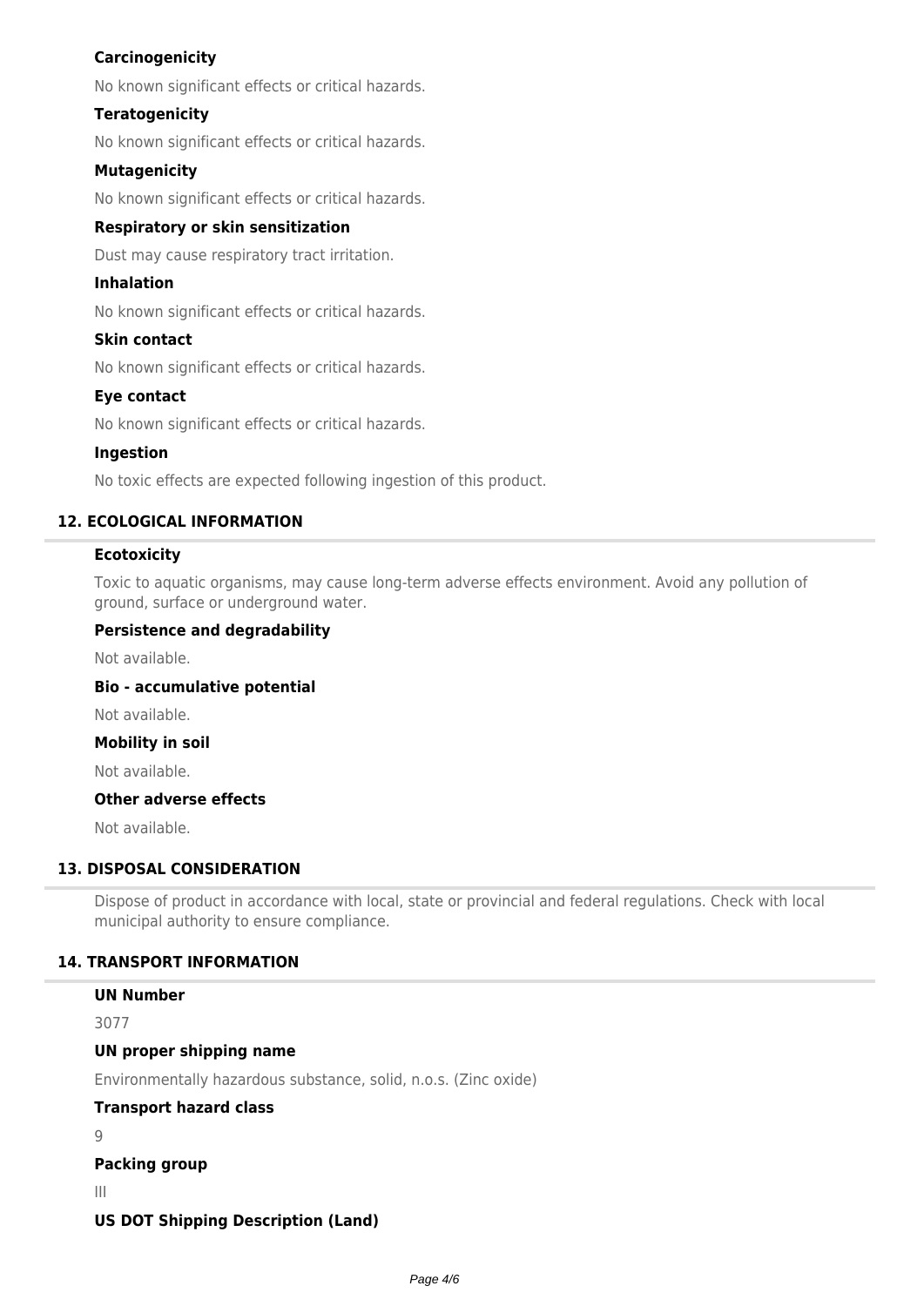### Carcinogenicity

No known significant effects or critical hazards.

### Teratogenicity

No known significant effects or critical hazards.

### Mutagenicity

No known significant effects or critical hazards.

### Respiratory or skin sensitization

Dust may cause respiratory tract irritation.

### Inhalation

No known significant effects or critical hazards.

### Skin contact

No known significant effects or critical hazards.

### Eye contact

No known significant effects or critical hazards.

### Ingestion

No toxic effects are expected following ingestion of this product.

## 12. ECOLOGICAL INFORMATION

### Ecotoxicity

Toxic to aquatic organisms, may cause long-term adverse effects environment. Avoid any pollution of ground, surface or underground water.

### Persistence and degradability

Not available.

### Bio - accumulative potential

Not available.

### Mobility in soil

Not available.

### Other adverse effects

Not available.

## 13. DISPOSAL CONSIDERATION

Dispose of product in accordance with local, state or provincial and federal regulations. Check with local municipal authority to ensure compliance.

## 14. TRANSPORT INFORMATION

### UN Number

3077

### UN proper shipping name

Environmentally hazardous substance, solid, n.o.s. (Zinc oxide)

### Transport hazard class

9

### Packing group

III

### US DOT Shipping Description (Land)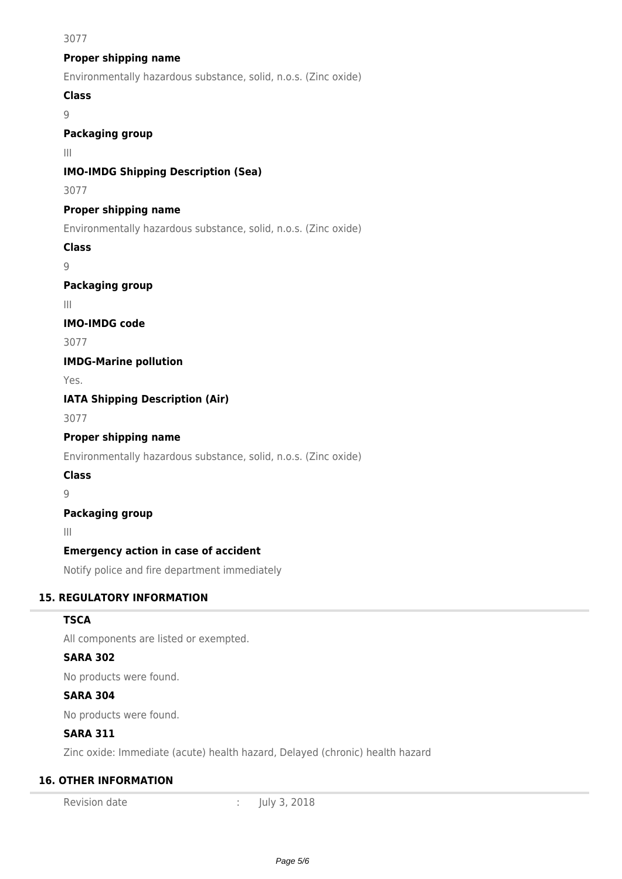3077

**Proper shipping name**

Environmentally hazardous substance, solid, n.o.s. (Zinc oxide)

**Class**

9

**Packaging group**

III

**IMO-IMDG Shipping Description (Sea)**

3077

**Proper shipping name**

Environmentally hazardous substance, solid, n.o.s. (Zinc oxide)

**Class**

9

**Packaging group**

III

**IMO-IMDG code**

3077

**IMDG-Marine pollution**

Yes.

**IATA Shipping Description (Air)**

3077

**Proper shipping name**

Environmentally hazardous substance, solid, n.o.s. (Zinc oxide)

**Class**

9

**Packaging group**

III

**Emergency action in case of accident**

Notify police and fire department immediately

## 15. REGULATORY INFORMATION

**TSCA**

All components are listed or exempted.

**SARA 302**

No products were found.

**SARA 304**

No products were found.

**SARA 311**

Zinc oxide: Immediate (acute) health hazard, Delayed (chronic) health hazard

## 16. OTHER INFORMATION

Revision date : July 3, 2018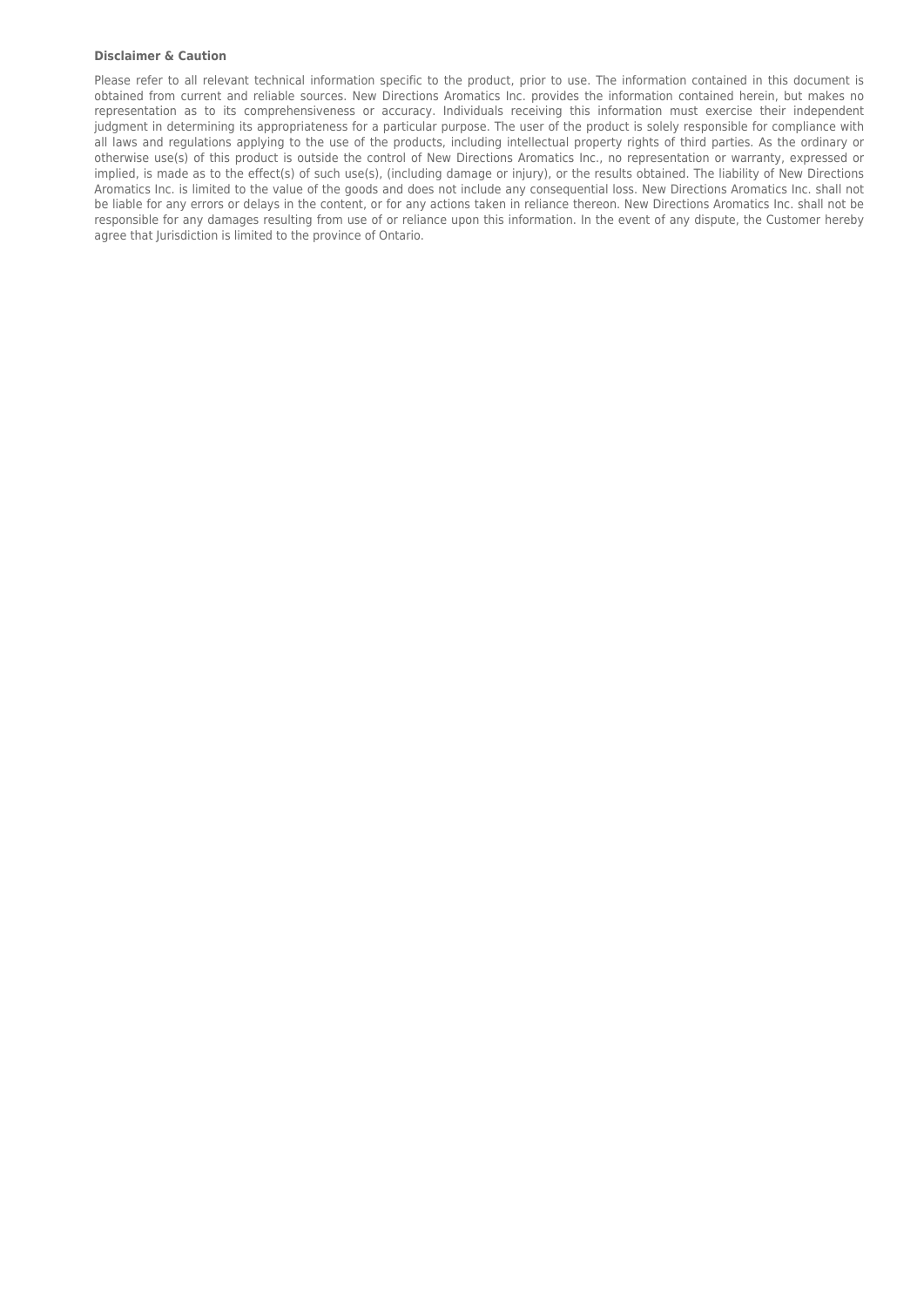**Disclaimer & Caution**

Please refer to all relevant technical information specific to the product, prior to use. The information contained in this document is obtained from current and reliable sources. New Directions Aromatics Inc. provides the information contained herein, but makes no representation as to its comprehensiveness or accuracy. Individuals receiving this information must exercise their independent judgment in determining its appropriateness for a particular purpose. The user of the product is solely responsible for compliance with all laws and regulations applying to the use of the products, including intellectual property rights of third parties. As the ordinary or otherwise use(s) of this product is outside the control of New Directions Aromatics Inc., no representation or warranty, expressed or implied, is made as to the effect(s) of such use(s), (including damage or injury), or the results obtained. The liability of New Directions Aromatics Inc. is limited to the value of the goods and does not include any consequential loss. New Directions Aromatics Inc. shall not be liable for any errors or delays in the content, or for any actions taken in reliance thereon. New Directions Aromatics Inc. shall not be responsible for any damages resulting from use of or reliance upon this information. In the event of any dispute, the Customer hereby agree that Jurisdiction is limited to the province of Ontario.